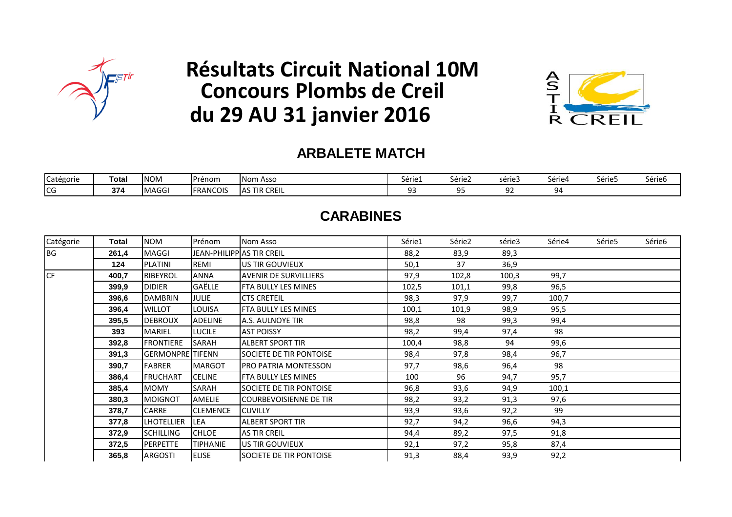# Résultats Circuit National 10M
# Concours Plombs de Creil
# du 29 AU 31 janvier 2016

## ARBALETE MATCH

| Catégorie | Total | NOM | Prénom | Nom Asso | Série1 | Série2 | série3 | Série4 | Série5 | Série6 |
|---|---|---|---|---|---|---|---|---|---|---|
| CG | 374 | MAGGI | FRANCOIS | AS TIR CREIL | 93 | 95 | 92 | 94 | | |

## CARABINES

| Catégorie | Total | NOM | Prénom | Nom Asso | Série1 | Série2 | série3 | Série4 | Série5 | Série6 |
|---|---|---|---|---|---|---|---|---|---|---|
| BG | 261,4 | MAGGI | JEAN-PHILIPP | AS TIR CREIL | 88,2 | 83,9 | 89,3 | | | |
| | 124 | PLATINI | REMI | US TIR GOUVIEUX | 50,1 | 37 | 36,9 | | | |
| CF | 400,7 | RIBEYROL | ANNA | AVENIR DE SURVILLIERS | 97,9 | 102,8 | 100,3 | 99,7 | | |
| | 399,9 | DIDIER | GAËLLE | FTA BULLY LES MINES | 102,5 | 101,1 | 99,8 | 96,5 | | |
| | 396,6 | DAMBRIN | JULIE | CTS CRETEIL | 98,3 | 97,9 | 99,7 | 100,7 | | |
| | 396,4 | WILLOT | LOUISA | FTA BULLY LES MINES | 100,1 | 101,9 | 98,9 | 95,5 | | |
| | 395,5 | DEBROUX | ADELINE | A.S. AULNOYE TIR | 98,8 | 98 | 99,3 | 99,4 | | |
| | 393 | MARIEL | LUCILE | AST POISSY | 98,2 | 99,4 | 97,4 | 98 | | |
| | 392,8 | FRONTIERE | SARAH | ALBERT SPORT TIR | 100,4 | 98,8 | 94 | 99,6 | | |
| | 391,3 | GERMONPRE | TIFENN | SOCIETE DE TIR PONTOISE | 98,4 | 97,8 | 98,4 | 96,7 | | |
| | 390,7 | FABRER | MARGOT | PRO PATRIA MONTESSON | 97,7 | 98,6 | 96,4 | 98 | | |
| | 386,4 | FRUCHART | CELINE | FTA BULLY LES MINES | 100 | 96 | 94,7 | 95,7 | | |
| | 385,4 | MOMY | SARAH | SOCIETE DE TIR PONTOISE | 96,8 | 93,6 | 94,9 | 100,1 | | |
| | 380,3 | MOIGNOT | AMELIE | COURBEVOISIENNE DE TIR | 98,2 | 93,2 | 91,3 | 97,6 | | |
| | 378,7 | CARRE | CLEMENCE | CUVILLY | 93,9 | 93,6 | 92,2 | 99 | | |
| | 377,8 | LHOTELLIER | LEA | ALBERT SPORT TIR | 92,7 | 94,2 | 96,6 | 94,3 | | |
| | 372,9 | SCHILLING | CHLOE | AS TIR CREIL | 94,4 | 89,2 | 97,5 | 91,8 | | |
| | 372,5 | PERPETTE | TIPHANIE | US TIR GOUVIEUX | 92,1 | 97,2 | 95,8 | 87,4 | | |
| | 365,8 | ARGOSTI | ELISE | SOCIETE DE TIR PONTOISE | 91,3 | 88,4 | 93,9 | 92,2 | | |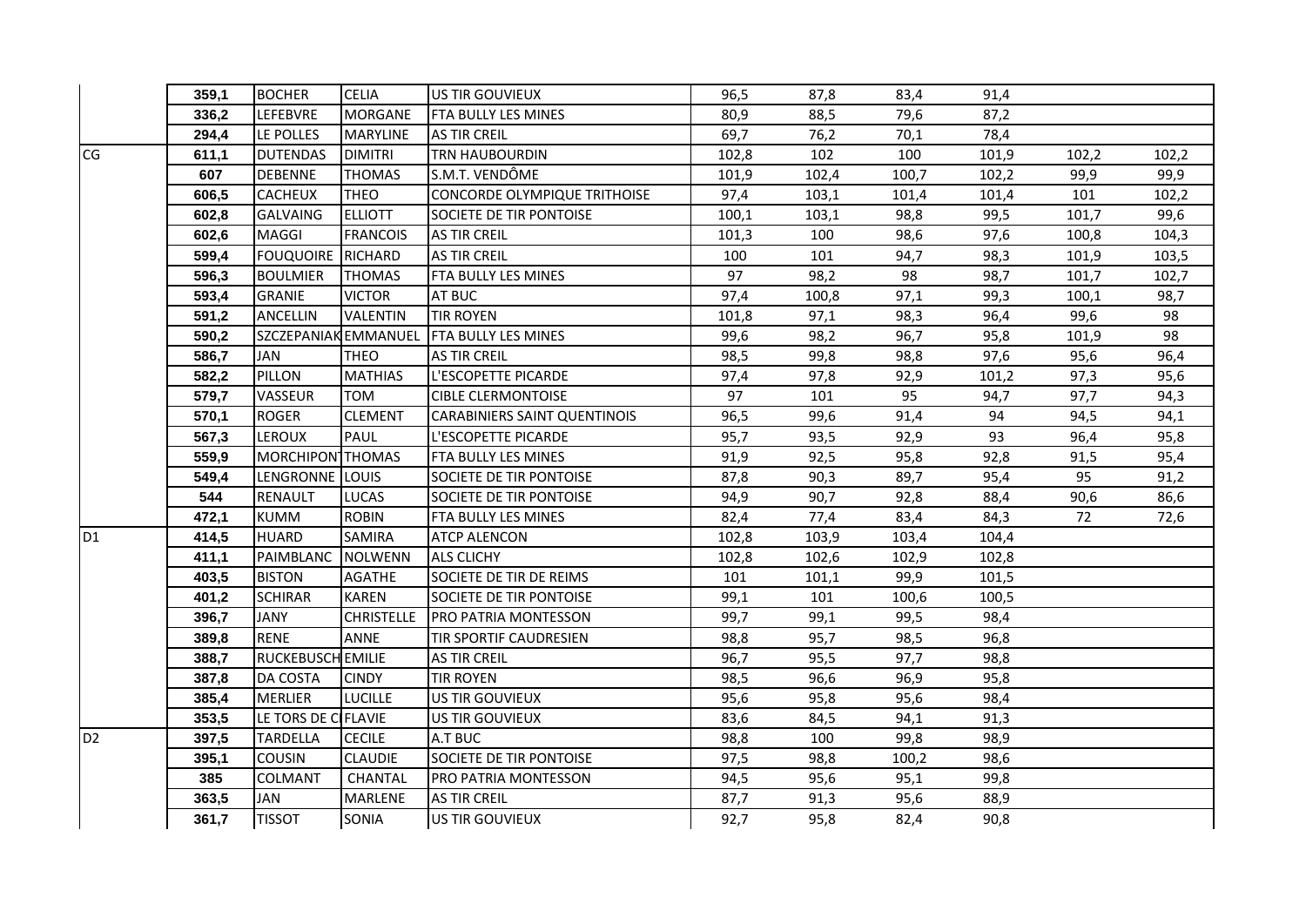| | | | | | | | | | | |
|---|---|---|---|---|---|---|---|---|---|---|
| | 359,1 | BOCHER | CELIA | US TIR GOUVIEUX | 96,5 | 87,8 | 83,4 | 91,4 | | |
| | 336,2 | LEFEBVRE | MORGANE | FTA BULLY LES MINES | 80,9 | 88,5 | 79,6 | 87,2 | | |
| | 294,4 | LE POLLES | MARYLINE | AS TIR CREIL | 69,7 | 76,2 | 70,1 | 78,4 | | |
| CG | 611,1 | DUTENDAS | DIMITRI | TRN HAUBOURDIN | 102,8 | 102 | 100 | 101,9 | 102,2 | 102,2 |
| | 607 | DEBENNE | THOMAS | S.M.T. VENDÔME | 101,9 | 102,4 | 100,7 | 102,2 | 99,9 | 99,9 |
| | 606,5 | CACHEUX | THEO | CONCORDE OLYMPIQUE TRITHOISE | 97,4 | 103,1 | 101,4 | 101,4 | 101 | 102,2 |
| | 602,8 | GALVAING | ELLIOTT | SOCIETE DE TIR PONTOISE | 100,1 | 103,1 | 98,8 | 99,5 | 101,7 | 99,6 |
| | 602,6 | MAGGI | FRANCOIS | AS TIR CREIL | 101,3 | 100 | 98,6 | 97,6 | 100,8 | 104,3 |
| | 599,4 | FOUQUOIRE | RICHARD | AS TIR CREIL | 100 | 101 | 94,7 | 98,3 | 101,9 | 103,5 |
| | 596,3 | BOULMIER | THOMAS | FTA BULLY LES MINES | 97 | 98,2 | 98 | 98,7 | 101,7 | 102,7 |
| | 593,4 | GRANIE | VICTOR | AT BUC | 97,4 | 100,8 | 97,1 | 99,3 | 100,1 | 98,7 |
| | 591,2 | ANCELLIN | VALENTIN | TIR ROYEN | 101,8 | 97,1 | 98,3 | 96,4 | 99,6 | 98 |
| | 590,2 | SZCZEPANIAK | EMMANUEL | FTA BULLY LES MINES | 99,6 | 98,2 | 96,7 | 95,8 | 101,9 | 98 |
| | 586,7 | JAN | THEO | AS TIR CREIL | 98,5 | 99,8 | 98,8 | 97,6 | 95,6 | 96,4 |
| | 582,2 | PILLON | MATHIAS | L'ESCOPETTE PICARDE | 97,4 | 97,8 | 92,9 | 101,2 | 97,3 | 95,6 |
| | 579,7 | VASSEUR | TOM | CIBLE CLERMONTOISE | 97 | 101 | 95 | 94,7 | 97,7 | 94,3 |
| | 570,1 | ROGER | CLEMENT | CARABINIERS SAINT QUENTINOIS | 96,5 | 99,6 | 91,4 | 94 | 94,5 | 94,1 |
| | 567,3 | LEROUX | PAUL | L'ESCOPETTE PICARDE | 95,7 | 93,5 | 92,9 | 93 | 96,4 | 95,8 |
| | 559,9 | MORCHIPONT | THOMAS | FTA BULLY LES MINES | 91,9 | 92,5 | 95,8 | 92,8 | 91,5 | 95,4 |
| | 549,4 | LENGRONNE | LOUIS | SOCIETE DE TIR PONTOISE | 87,8 | 90,3 | 89,7 | 95,4 | 95 | 91,2 |
| | 544 | RENAULT | LUCAS | SOCIETE DE TIR PONTOISE | 94,9 | 90,7 | 92,8 | 88,4 | 90,6 | 86,6 |
| | 472,1 | KUMM | ROBIN | FTA BULLY LES MINES | 82,4 | 77,4 | 83,4 | 84,3 | 72 | 72,6 |
| D1 | 414,5 | HUARD | SAMIRA | ATCP ALENCON | 102,8 | 103,9 | 103,4 | 104,4 | | |
| | 411,1 | PAIMBLANC | NOLWENN | ALS CLICHY | 102,8 | 102,6 | 102,9 | 102,8 | | |
| | 403,5 | BISTON | AGATHE | SOCIETE DE TIR DE REIMS | 101 | 101,1 | 99,9 | 101,5 | | |
| | 401,2 | SCHIRAR | KAREN | SOCIETE DE TIR PONTOISE | 99,1 | 101 | 100,6 | 100,5 | | |
| | 396,7 | JANY | CHRISTELLE | PRO PATRIA MONTESSON | 99,7 | 99,1 | 99,5 | 98,4 | | |
| | 389,8 | RENE | ANNE | TIR SPORTIF CAUDRESIEN | 98,8 | 95,7 | 98,5 | 96,8 | | |
| | 388,7 | RUCKEBUSCH | EMILIE | AS TIR CREIL | 96,7 | 95,5 | 97,7 | 98,8 | | |
| | 387,8 | DA COSTA | CINDY | TIR ROYEN | 98,5 | 96,6 | 96,9 | 95,8 | | |
| | 385,4 | MERLIER | LUCILLE | US TIR GOUVIEUX | 95,6 | 95,8 | 95,6 | 98,4 | | |
| | 353,5 | LE TORS DE C | FLAVIE | US TIR GOUVIEUX | 83,6 | 84,5 | 94,1 | 91,3 | | |
| D2 | 397,5 | TARDELLA | CECILE | A.T BUC | 98,8 | 100 | 99,8 | 98,9 | | |
| | 395,1 | COUSIN | CLAUDIE | SOCIETE DE TIR PONTOISE | 97,5 | 98,8 | 100,2 | 98,6 | | |
| | 385 | COLMANT | CHANTAL | PRO PATRIA MONTESSON | 94,5 | 95,6 | 95,1 | 99,8 | | |
| | 363,5 | JAN | MARLENE | AS TIR CREIL | 87,7 | 91,3 | 95,6 | 88,9 | | |
| | 361,7 | TISSOT | SONIA | US TIR GOUVIEUX | 92,7 | 95,8 | 82,4 | 90,8 | | |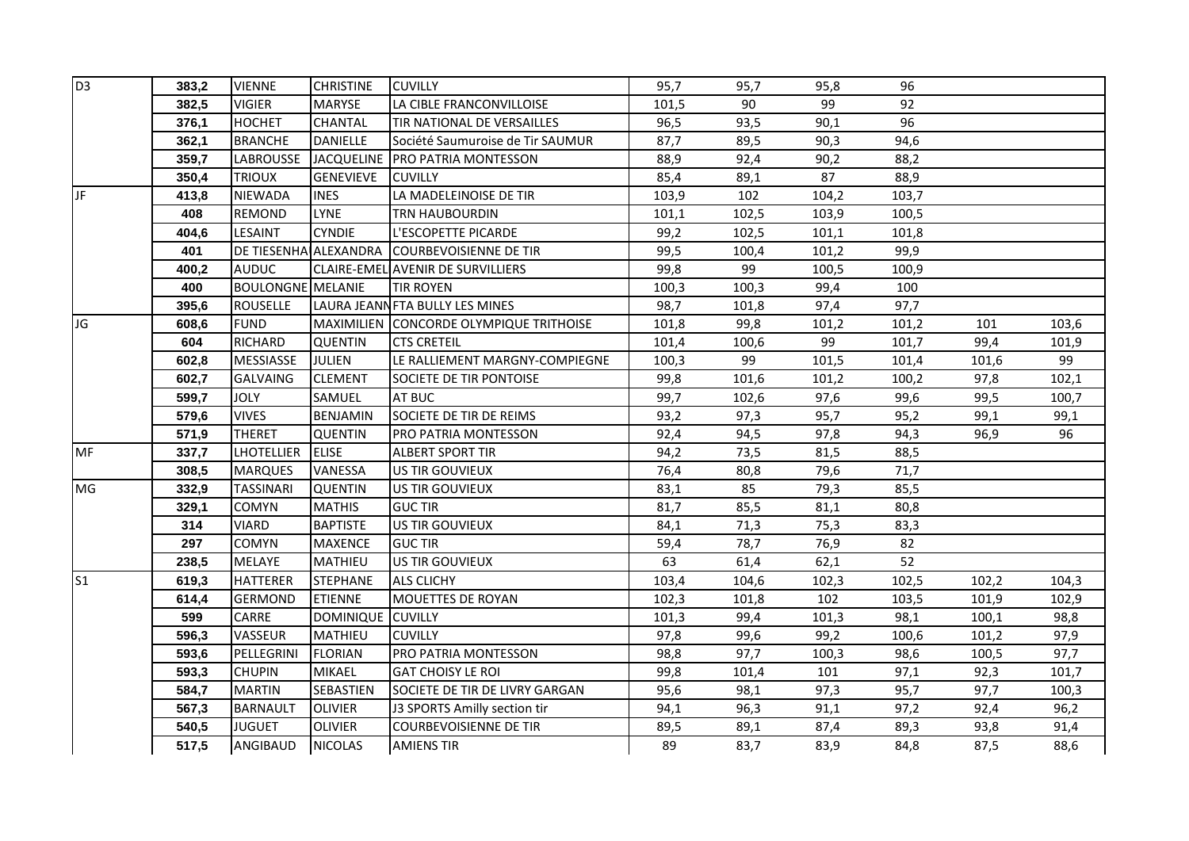| | | | | | | | | | | |
|---|---|---|---|---|---|---|---|---|---|---|
| D3 | **383,2** | VIENNE | CHRISTINE | CUVILLY | 95,7 | 95,7 | 95,8 | 96 | | |
| | **382,5** | VIGIER | MARYSE | LA CIBLE FRANCONVILLOISE | 101,5 | 90 | 99 | 92 | | |
| | **376,1** | HOCHET | CHANTAL | TIR NATIONAL DE VERSAILLES | 96,5 | 93,5 | 90,1 | 96 | | |
| | **362,1** | BRANCHE | DANIELLE | Société Saumuroise de Tir SAUMUR | 87,7 | 89,5 | 90,3 | 94,6 | | |
| | **359,7** | LABROUSSE | JACQUELINE | PRO PATRIA MONTESSON | 88,9 | 92,4 | 90,2 | 88,2 | | |
| | **350,4** | TRIOUX | GENEVIEVE | CUVILLY | 85,4 | 89,1 | 87 | 88,9 | | |
| JF | **413,8** | NIEWADA | INES | LA MADELEINOISE DE TIR | 103,9 | 102 | 104,2 | 103,7 | | |
| | **408** | REMOND | LYNE | TRN HAUBOURDIN | 101,1 | 102,5 | 103,9 | 100,5 | | |
| | **404,6** | LESAINT | CYNDIE | L'ESCOPETTE PICARDE | 99,2 | 102,5 | 101,1 | 101,8 | | |
| | **401** | DE TIESENHA | ALEXANDRA | COURBEVOISIENNE DE TIR | 99,5 | 100,4 | 101,2 | 99,9 | | |
| | **400,2** | AUDUC | CLAIRE-EMEL | AVENIR DE SURVILLIERS | 99,8 | 99 | 100,5 | 100,9 | | |
| | **400** | BOULONGNE | MELANIE | TIR ROYEN | 100,3 | 100,3 | 99,4 | 100 | | |
| | **395,6** | ROUSELLE | LAURA JEANN | FTA BULLY LES MINES | 98,7 | 101,8 | 97,4 | 97,7 | | |
| JG | **608,6** | FUND | MAXIMILIEN | CONCORDE OLYMPIQUE TRITHOISE | 101,8 | 99,8 | 101,2 | 101,2 | 101 | 103,6 |
| | **604** | RICHARD | QUENTIN | CTS CRETEIL | 101,4 | 100,6 | 99 | 101,7 | 99,4 | 101,9 |
| | **602,8** | MESSIASSE | JULIEN | LE RALLIEMENT MARGNY-COMPIEGNE | 100,3 | 99 | 101,5 | 101,4 | 101,6 | 99 |
| | **602,7** | GALVAING | CLEMENT | SOCIETE DE TIR PONTOISE | 99,8 | 101,6 | 101,2 | 100,2 | 97,8 | 102,1 |
| | **599,7** | JOLY | SAMUEL | AT BUC | 99,7 | 102,6 | 97,6 | 99,6 | 99,5 | 100,7 |
| | **579,6** | VIVES | BENJAMIN | SOCIETE DE TIR DE REIMS | 93,2 | 97,3 | 95,7 | 95,2 | 99,1 | 99,1 |
| | **571,9** | THERET | QUENTIN | PRO PATRIA MONTESSON | 92,4 | 94,5 | 97,8 | 94,3 | 96,9 | 96 |
| MF | **337,7** | LHOTELLIER | ELISE | ALBERT SPORT TIR | 94,2 | 73,5 | 81,5 | 88,5 | | |
| | **308,5** | MARQUES | VANESSA | US TIR GOUVIEUX | 76,4 | 80,8 | 79,6 | 71,7 | | |
| MG | **332,9** | TASSINARI | QUENTIN | US TIR GOUVIEUX | 83,1 | 85 | 79,3 | 85,5 | | |
| | **329,1** | COMYN | MATHIS | GUC TIR | 81,7 | 85,5 | 81,1 | 80,8 | | |
| | **314** | VIARD | BAPTISTE | US TIR GOUVIEUX | 84,1 | 71,3 | 75,3 | 83,3 | | |
| | **297** | COMYN | MAXENCE | GUC TIR | 59,4 | 78,7 | 76,9 | 82 | | |
| | **238,5** | MELAYE | MATHIEU | US TIR GOUVIEUX | 63 | 61,4 | 62,1 | 52 | | |
| S1 | **619,3** | HATTERER | STEPHANE | ALS CLICHY | 103,4 | 104,6 | 102,3 | 102,5 | 102,2 | 104,3 |
| | **614,4** | GERMOND | ETIENNE | MOUETTES DE ROYAN | 102,3 | 101,8 | 102 | 103,5 | 101,9 | 102,9 |
| | **599** | CARRE | DOMINIQUE | CUVILLY | 101,3 | 99,4 | 101,3 | 98,1 | 100,1 | 98,8 |
| | **596,3** | VASSEUR | MATHIEU | CUVILLY | 97,8 | 99,6 | 99,2 | 100,6 | 101,2 | 97,9 |
| | **593,6** | PELLEGRINI | FLORIAN | PRO PATRIA MONTESSON | 98,8 | 97,7 | 100,3 | 98,6 | 100,5 | 97,7 |
| | **593,3** | CHUPIN | MIKAEL | GAT CHOISY LE ROI | 99,8 | 101,4 | 101 | 97,1 | 92,3 | 101,7 |
| | **584,7** | MARTIN | SEBASTIEN | SOCIETE DE TIR DE LIVRY GARGAN | 95,6 | 98,1 | 97,3 | 95,7 | 97,7 | 100,3 |
| | **567,3** | BARNAULT | OLIVIER | J3 SPORTS Amilly section tir | 94,1 | 96,3 | 91,1 | 97,2 | 92,4 | 96,2 |
| | **540,5** | JUGUET | OLIVIER | COURBEVOISIENNE DE TIR | 89,5 | 89,1 | 87,4 | 89,3 | 93,8 | 91,4 |
| | **517,5** | ANGIBAUD | NICOLAS | AMIENS TIR | 89 | 83,7 | 83,9 | 84,8 | 87,5 | 88,6 |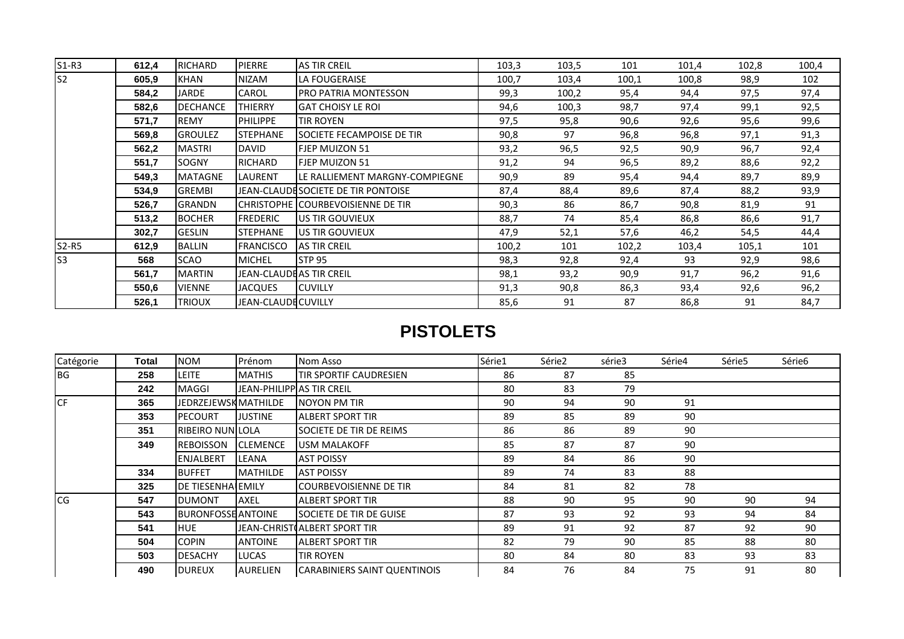| | | | | | | | | | | |
|---|---|---|---|---|---|---|---|---|---|---|
| S1-R3 | **612,4** | RICHARD | PIERRE | AS TIR CREIL | 103,3 | 103,5 | 101 | 101,4 | 102,8 | 100,4 |
| S2 | **605,9** | KHAN | NIZAM | LA FOUGERAISE | 100,7 | 103,4 | 100,1 | 100,8 | 98,9 | 102 |
| | **584,2** | JARDE | CAROL | PRO PATRIA MONTESSON | 99,3 | 100,2 | 95,4 | 94,4 | 97,5 | 97,4 |
| | **582,6** | DECHANCE | THIERRY | GAT CHOISY LE ROI | 94,6 | 100,3 | 98,7 | 97,4 | 99,1 | 92,5 |
| | **571,7** | REMY | PHILIPPE | TIR ROYEN | 97,5 | 95,8 | 90,6 | 92,6 | 95,6 | 99,6 |
| | **569,8** | GROULEZ | STEPHANE | SOCIETE FECAMPOISE DE TIR | 90,8 | 97 | 96,8 | 96,8 | 97,1 | 91,3 |
| | **562,2** | MASTRI | DAVID | FJEP MUIZON 51 | 93,2 | 96,5 | 92,5 | 90,9 | 96,7 | 92,4 |
| | **551,7** | SOGNY | RICHARD | FJEP MUIZON 51 | 91,2 | 94 | 96,5 | 89,2 | 88,6 | 92,2 |
| | **549,3** | MATAGNE | LAURENT | LE RALLIEMENT MARGNY-COMPIEGNE | 90,9 | 89 | 95,4 | 94,4 | 89,7 | 89,9 |
| | **534,9** | GREMBI | JEAN-CLAUDE | SOCIETE DE TIR PONTOISE | 87,4 | 88,4 | 89,6 | 87,4 | 88,2 | 93,9 |
| | **526,7** | GRANDN | CHRISTOPHE | COURBEVOISIENNE DE TIR | 90,3 | 86 | 86,7 | 90,8 | 81,9 | 91 |
| | **513,2** | BOCHER | FREDERIC | US TIR GOUVIEUX | 88,7 | 74 | 85,4 | 86,8 | 86,6 | 91,7 |
| | **302,7** | GESLIN | STEPHANE | US TIR GOUVIEUX | 47,9 | 52,1 | 57,6 | 46,2 | 54,5 | 44,4 |
| S2-R5 | **612,9** | BALLIN | FRANCISCO | AS TIR CREIL | 100,2 | 101 | 102,2 | 103,4 | 105,1 | 101 |
| S3 | **568** | SCAO | MICHEL | STP 95 | 98,3 | 92,8 | 92,4 | 93 | 92,9 | 98,6 |
| | **561,7** | MARTIN | JEAN-CLAUDE | AS TIR CREIL | 98,1 | 93,2 | 90,9 | 91,7 | 96,2 | 91,6 |
| | **550,6** | VIENNE | JACQUES | CUVILLY | 91,3 | 90,8 | 86,3 | 93,4 | 92,6 | 96,2 |
| | **526,1** | TRIOUX | JEAN-CLAUDE | CUVILLY | 85,6 | 91 | 87 | 86,8 | 91 | 84,7 |

# PISTOLETS

| Catégorie | Total | NOM | Prénom | Nom Asso | Série1 | Série2 | série3 | Série4 | Série5 | Série6 |
|---|---|---|---|---|---|---|---|---|---|---|
| BG | **258** | LEITE | MATHIS | TIR SPORTIF CAUDRESIEN | 86 | 87 | 85 | | | |
| | **242** | MAGGI | JEAN-PHILIPP | AS TIR CREIL | 80 | 83 | 79 | | | |
| CF | **365** | JEDRZEJEWSK | MATHILDE | NOYON PM TIR | 90 | 94 | 90 | 91 | | |
| | **353** | PECOURT | JUSTINE | ALBERT SPORT TIR | 89 | 85 | 89 | 90 | | |
| | **351** | RIBEIRO NUN | LOLA | SOCIETE DE TIR DE REIMS | 86 | 86 | 89 | 90 | | |
| | **349** | REBOISSON | CLEMENCE | USM MALAKOFF | 85 | 87 | 87 | 90 | | |
| | | ENJALBERT | LEANA | AST POISSY | 89 | 84 | 86 | 90 | | |
| | **334** | BUFFET | MATHILDE | AST POISSY | 89 | 74 | 83 | 88 | | |
| | **325** | DE TIESENHA | EMILY | COURBEVOISIENNE DE TIR | 84 | 81 | 82 | 78 | | |
| CG | **547** | DUMONT | AXEL | ALBERT SPORT TIR | 88 | 90 | 95 | 90 | 90 | 94 |
| | **543** | BURONFOSSE | ANTOINE | SOCIETE DE TIR DE GUISE | 87 | 93 | 92 | 93 | 94 | 84 |
| | **541** | HUE | JEAN-CHRIST | ALBERT SPORT TIR | 89 | 91 | 92 | 87 | 92 | 90 |
| | **504** | COPIN | ANTOINE | ALBERT SPORT TIR | 82 | 79 | 90 | 85 | 88 | 80 |
| | **503** | DESACHY | LUCAS | TIR ROYEN | 80 | 84 | 80 | 83 | 93 | 83 |
| | **490** | DUREUX | AURELIEN | CARABINIERS SAINT QUENTINOIS | 84 | 76 | 84 | 75 | 91 | 80 |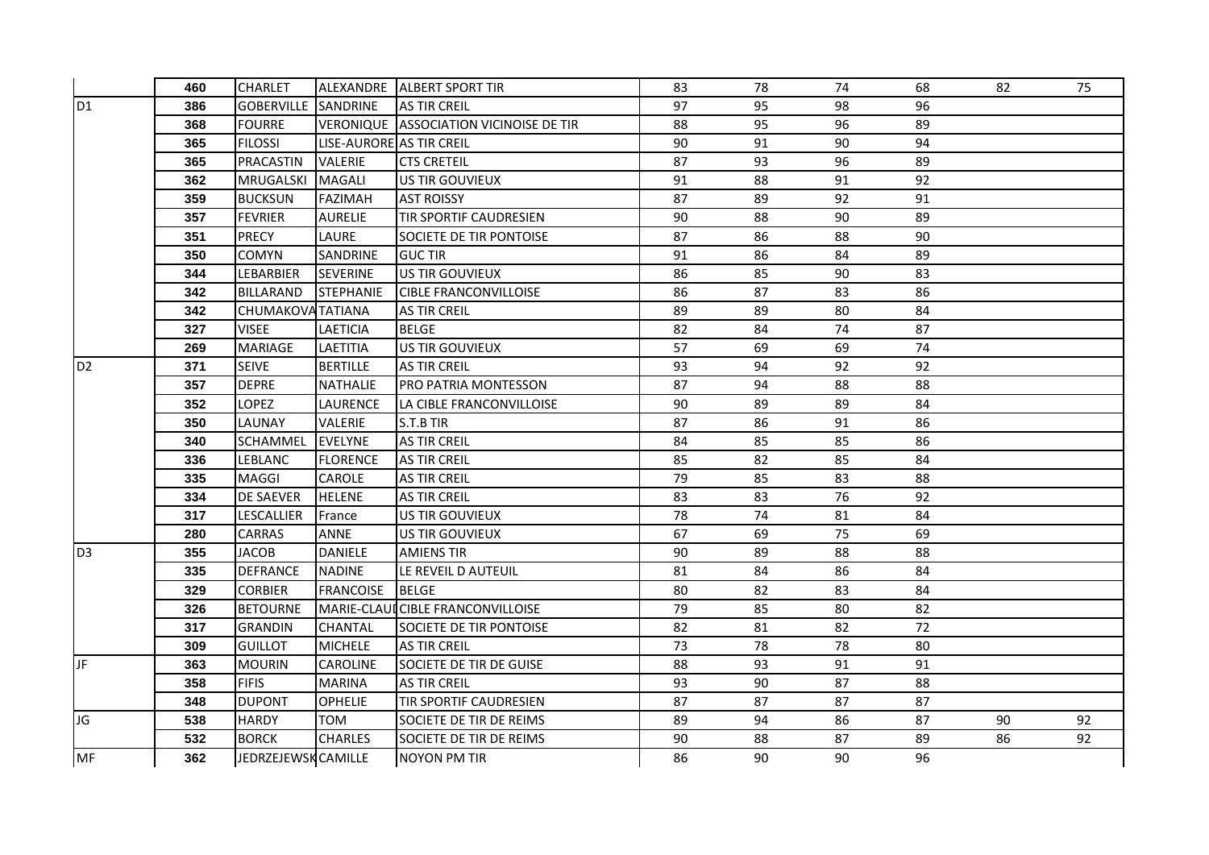|  |  |  |  |  |  |  |  |  |  |  |
|---|---|---|---|---|---|---|---|---|---|---|
|  | 460 | CHARLET | ALEXANDRE | ALBERT SPORT TIR | 83 | 78 | 74 | 68 | 82 | 75 |
| D1 | 386 | GOBERVILLE | SANDRINE | AS TIR CREIL | 97 | 95 | 98 | 96 |  |  |
|  | 368 | FOURRE | VERONIQUE | ASSOCIATION VICINOISE DE TIR | 88 | 95 | 96 | 89 |  |  |
|  | 365 | FILOSSI | LISE-AURORE | AS TIR CREIL | 90 | 91 | 90 | 94 |  |  |
|  | 365 | PRACASTIN | VALERIE | CTS CRETEIL | 87 | 93 | 96 | 89 |  |  |
|  | 362 | MRUGALSKI | MAGALI | US TIR GOUVIEUX | 91 | 88 | 91 | 92 |  |  |
|  | 359 | BUCKSUN | FAZIMAH | AST ROISSY | 87 | 89 | 92 | 91 |  |  |
|  | 357 | FEVRIER | AURELIE | TIR SPORTIF CAUDRESIEN | 90 | 88 | 90 | 89 |  |  |
|  | 351 | PRECY | LAURE | SOCIETE DE TIR PONTOISE | 87 | 86 | 88 | 90 |  |  |
|  | 350 | COMYN | SANDRINE | GUC TIR | 91 | 86 | 84 | 89 |  |  |
|  | 344 | LEBARBIER | SEVERINE | US TIR GOUVIEUX | 86 | 85 | 90 | 83 |  |  |
|  | 342 | BILLARAND | STEPHANIE | CIBLE FRANCONVILLOISE | 86 | 87 | 83 | 86 |  |  |
|  | 342 | CHUMAKOVA | TATIANA | AS TIR CREIL | 89 | 89 | 80 | 84 |  |  |
|  | 327 | VISEE | LAETICIA | BELGE | 82 | 84 | 74 | 87 |  |  |
|  | 269 | MARIAGE | LAETITIA | US TIR GOUVIEUX | 57 | 69 | 69 | 74 |  |  |
| D2 | 371 | SEIVE | BERTILLE | AS TIR CREIL | 93 | 94 | 92 | 92 |  |  |
|  | 357 | DEPRE | NATHALIE | PRO PATRIA MONTESSON | 87 | 94 | 88 | 88 |  |  |
|  | 352 | LOPEZ | LAURENCE | LA CIBLE FRANCONVILLOISE | 90 | 89 | 89 | 84 |  |  |
|  | 350 | LAUNAY | VALERIE | S.T.B TIR | 87 | 86 | 91 | 86 |  |  |
|  | 340 | SCHAMMEL | EVELYNE | AS TIR CREIL | 84 | 85 | 85 | 86 |  |  |
|  | 336 | LEBLANC | FLORENCE | AS TIR CREIL | 85 | 82 | 85 | 84 |  |  |
|  | 335 | MAGGI | CAROLE | AS TIR CREIL | 79 | 85 | 83 | 88 |  |  |
|  | 334 | DE SAEVER | HELENE | AS TIR CREIL | 83 | 83 | 76 | 92 |  |  |
|  | 317 | LESCALLIER | France | US TIR GOUVIEUX | 78 | 74 | 81 | 84 |  |  |
|  | 280 | CARRAS | ANNE | US TIR GOUVIEUX | 67 | 69 | 75 | 69 |  |  |
| D3 | 355 | JACOB | DANIELE | AMIENS TIR | 90 | 89 | 88 | 88 |  |  |
|  | 335 | DEFRANCE | NADINE | LE REVEIL D AUTEUIL | 81 | 84 | 86 | 84 |  |  |
|  | 329 | CORBIER | FRANCOISE | BELGE | 80 | 82 | 83 | 84 |  |  |
|  | 326 | BETOURNE | MARIE-CLAUI | CIBLE FRANCONVILLOISE | 79 | 85 | 80 | 82 |  |  |
|  | 317 | GRANDIN | CHANTAL | SOCIETE DE TIR PONTOISE | 82 | 81 | 82 | 72 |  |  |
|  | 309 | GUILLOT | MICHELE | AS TIR CREIL | 73 | 78 | 78 | 80 |  |  |
| JF | 363 | MOURIN | CAROLINE | SOCIETE DE TIR DE GUISE | 88 | 93 | 91 | 91 |  |  |
|  | 358 | FIFIS | MARINA | AS TIR CREIL | 93 | 90 | 87 | 88 |  |  |
|  | 348 | DUPONT | OPHELIE | TIR SPORTIF CAUDRESIEN | 87 | 87 | 87 | 87 |  |  |
| JG | 538 | HARDY | TOM | SOCIETE DE TIR DE REIMS | 89 | 94 | 86 | 87 | 90 | 92 |
|  | 532 | BORCK | CHARLES | SOCIETE DE TIR DE REIMS | 90 | 88 | 87 | 89 | 86 | 92 |
| MF | 362 | JEDRZEJEWSK | CAMILLE | NOYON PM TIR | 86 | 90 | 90 | 96 |  |  |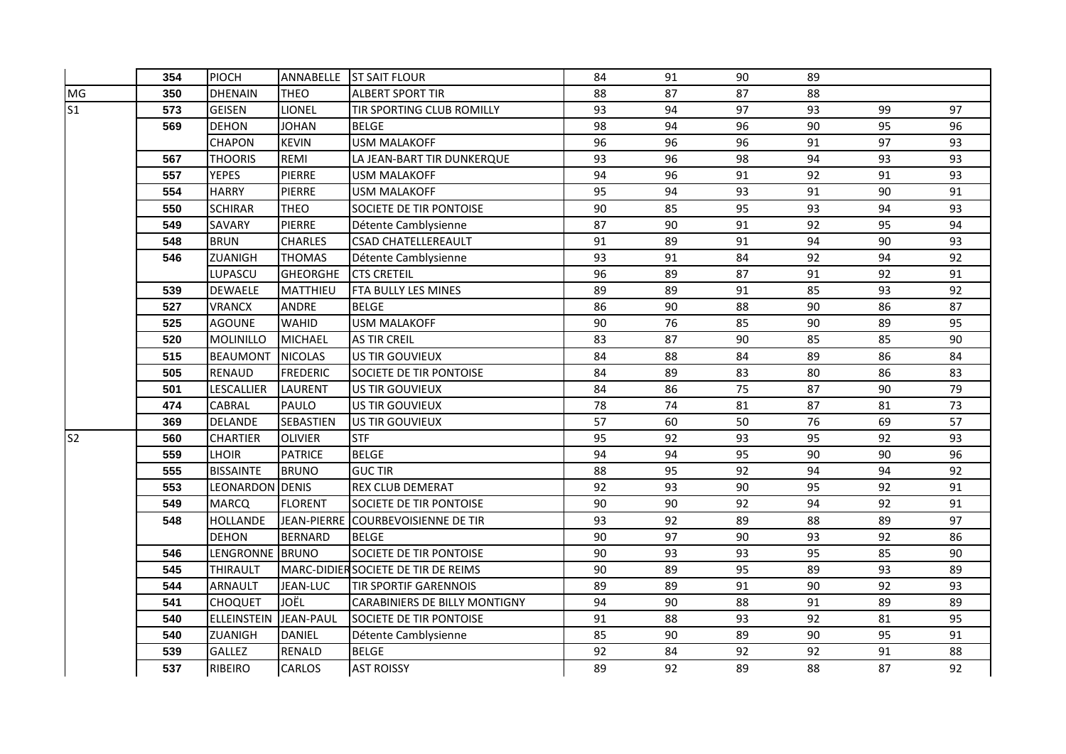| | | | | | | | | | | |
|---|---|---|---|---|---|---|---|---|---|---|
| | 354 | PIOCH | ANNABELLE | ST SAIT FLOUR | 84 | 91 | 90 | 89 | | |
| MG | 350 | DHENAIN | THEO | ALBERT SPORT TIR | 88 | 87 | 87 | 88 | | |
| S1 | 573 | GEISEN | LIONEL | TIR SPORTING CLUB ROMILLY | 93 | 94 | 97 | 93 | 99 | 97 |
| | 569 | DEHON | JOHAN | BELGE | 98 | 94 | 96 | 90 | 95 | 96 |
| | | CHAPON | KEVIN | USM MALAKOFF | 96 | 96 | 96 | 91 | 97 | 93 |
| | 567 | THOORIS | REMI | LA JEAN-BART TIR DUNKERQUE | 93 | 96 | 98 | 94 | 93 | 93 |
| | 557 | YEPES | PIERRE | USM MALAKOFF | 94 | 96 | 91 | 92 | 91 | 93 |
| | 554 | HARRY | PIERRE | USM MALAKOFF | 95 | 94 | 93 | 91 | 90 | 91 |
| | 550 | SCHIRAR | THEO | SOCIETE DE TIR PONTOISE | 90 | 85 | 95 | 93 | 94 | 93 |
| | 549 | SAVARY | PIERRE | Détente Camblysienne | 87 | 90 | 91 | 92 | 95 | 94 |
| | 548 | BRUN | CHARLES | CSAD CHATELLEREAULT | 91 | 89 | 91 | 94 | 90 | 93 |
| | 546 | ZUANIGH | THOMAS | Détente Camblysienne | 93 | 91 | 84 | 92 | 94 | 92 |
| | | LUPASCU | GHEORGHE | CTS CRETEIL | 96 | 89 | 87 | 91 | 92 | 91 |
| | 539 | DEWAELE | MATTHIEU | FTA BULLY LES MINES | 89 | 89 | 91 | 85 | 93 | 92 |
| | 527 | VRANCX | ANDRE | BELGE | 86 | 90 | 88 | 90 | 86 | 87 |
| | 525 | AGOUNE | WAHID | USM MALAKOFF | 90 | 76 | 85 | 90 | 89 | 95 |
| | 520 | MOLINILLO | MICHAEL | AS TIR CREIL | 83 | 87 | 90 | 85 | 85 | 90 |
| | 515 | BEAUMONT | NICOLAS | US TIR GOUVIEUX | 84 | 88 | 84 | 89 | 86 | 84 |
| | 505 | RENAUD | FREDERIC | SOCIETE DE TIR PONTOISE | 84 | 89 | 83 | 80 | 86 | 83 |
| | 501 | LESCALLIER | LAURENT | US TIR GOUVIEUX | 84 | 86 | 75 | 87 | 90 | 79 |
| | 474 | CABRAL | PAULO | US TIR GOUVIEUX | 78 | 74 | 81 | 87 | 81 | 73 |
| | 369 | DELANDE | SEBASTIEN | US TIR GOUVIEUX | 57 | 60 | 50 | 76 | 69 | 57 |
| S2 | 560 | CHARTIER | OLIVIER | STF | 95 | 92 | 93 | 95 | 92 | 93 |
| | 559 | LHOIR | PATRICE | BELGE | 94 | 94 | 95 | 90 | 90 | 96 |
| | 555 | BISSAINTE | BRUNO | GUC TIR | 88 | 95 | 92 | 94 | 94 | 92 |
| | 553 | LEONARDON | DENIS | REX CLUB DEMERAT | 92 | 93 | 90 | 95 | 92 | 91 |
| | 549 | MARCQ | FLORENT | SOCIETE DE TIR PONTOISE | 90 | 90 | 92 | 94 | 92 | 91 |
| | 548 | HOLLANDE | JEAN-PIERRE | COURBEVOISIENNE DE TIR | 93 | 92 | 89 | 88 | 89 | 97 |
| | | DEHON | BERNARD | BELGE | 90 | 97 | 90 | 93 | 92 | 86 |
| | 546 | LENGRONNE | BRUNO | SOCIETE DE TIR PONTOISE | 90 | 93 | 93 | 95 | 85 | 90 |
| | 545 | THIRAULT | MARC-DIDIER | SOCIETE DE TIR DE REIMS | 90 | 89 | 95 | 89 | 93 | 89 |
| | 544 | ARNAULT | JEAN-LUC | TIR SPORTIF GARENNOIS | 89 | 89 | 91 | 90 | 92 | 93 |
| | 541 | CHOQUET | JOËL | CARABINIERS DE BILLY MONTIGNY | 94 | 90 | 88 | 91 | 89 | 89 |
| | 540 | ELLEINSTEIN | JEAN-PAUL | SOCIETE DE TIR PONTOISE | 91 | 88 | 93 | 92 | 81 | 95 |
| | 540 | ZUANIGH | DANIEL | Détente Camblysienne | 85 | 90 | 89 | 90 | 95 | 91 |
| | 539 | GALLEZ | RENALD | BELGE | 92 | 84 | 92 | 92 | 91 | 88 |
| | 537 | RIBEIRO | CARLOS | AST ROISSY | 89 | 92 | 89 | 88 | 87 | 92 |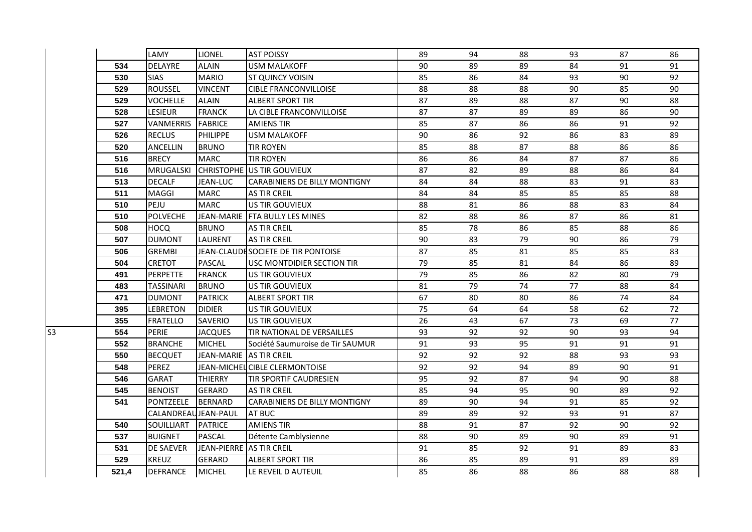| | | | | | | | | | | |
|---|---|---|---|---|---|---|---|---|---|---|
| | | LAMY | LIONEL | AST POISSY | 89 | 94 | 88 | 93 | 87 | 86 |
| | 534 | DELAYRE | ALAIN | USM MALAKOFF | 90 | 89 | 89 | 84 | 91 | 91 |
| | 530 | SIAS | MARIO | ST QUINCY VOISIN | 85 | 86 | 84 | 93 | 90 | 92 |
| | 529 | ROUSSEL | VINCENT | CIBLE FRANCONVILLOISE | 88 | 88 | 88 | 90 | 85 | 90 |
| | 529 | VOCHELLE | ALAIN | ALBERT SPORT TIR | 87 | 89 | 88 | 87 | 90 | 88 |
| | 528 | LESIEUR | FRANCK | LA CIBLE FRANCONVILLOISE | 87 | 87 | 89 | 89 | 86 | 90 |
| | 527 | VANMERRIS | FABRICE | AMIENS TIR | 85 | 87 | 86 | 86 | 91 | 92 |
| | 526 | RECLUS | PHILIPPE | USM MALAKOFF | 90 | 86 | 92 | 86 | 83 | 89 |
| | 520 | ANCELLIN | BRUNO | TIR ROYEN | 85 | 88 | 87 | 88 | 86 | 86 |
| | 516 | BRECY | MARC | TIR ROYEN | 86 | 86 | 84 | 87 | 87 | 86 |
| | 516 | MRUGALSKI | CHRISTOPHE | US TIR GOUVIEUX | 87 | 82 | 89 | 88 | 86 | 84 |
| | 513 | DECALF | JEAN-LUC | CARABINIERS DE BILLY MONTIGNY | 84 | 84 | 88 | 83 | 91 | 83 |
| | 511 | MAGGI | MARC | AS TIR CREIL | 84 | 84 | 85 | 85 | 85 | 88 |
| | 510 | PEJU | MARC | US TIR GOUVIEUX | 88 | 81 | 86 | 88 | 83 | 84 |
| | 510 | POLVECHE | JEAN-MARIE | FTA BULLY LES MINES | 82 | 88 | 86 | 87 | 86 | 81 |
| | 508 | HOCQ | BRUNO | AS TIR CREIL | 85 | 78 | 86 | 85 | 88 | 86 |
| | 507 | DUMONT | LAURENT | AS TIR CREIL | 90 | 83 | 79 | 90 | 86 | 79 |
| | 506 | GREMBI | JEAN-CLAUDE | SOCIETE DE TIR PONTOISE | 87 | 85 | 81 | 85 | 85 | 83 |
| | 504 | CRETOT | PASCAL | USC MONTDIDIER SECTION TIR | 79 | 85 | 81 | 84 | 86 | 89 |
| | 491 | PERPETTE | FRANCK | US TIR GOUVIEUX | 79 | 85 | 86 | 82 | 80 | 79 |
| | 483 | TASSINARI | BRUNO | US TIR GOUVIEUX | 81 | 79 | 74 | 77 | 88 | 84 |
| | 471 | DUMONT | PATRICK | ALBERT SPORT TIR | 67 | 80 | 80 | 86 | 74 | 84 |
| | 395 | LEBRETON | DIDIER | US TIR GOUVIEUX | 75 | 64 | 64 | 58 | 62 | 72 |
| | 355 | FRATELLO | SAVERIO | US TIR GOUVIEUX | 26 | 43 | 67 | 73 | 69 | 77 |
| S3 | 554 | PERIE | JACQUES | TIR NATIONAL DE VERSAILLES | 93 | 92 | 92 | 90 | 93 | 94 |
| | 552 | BRANCHE | MICHEL | Société Saumuroise de Tir SAUMUR | 91 | 93 | 95 | 91 | 91 | 91 |
| | 550 | BECQUET | JEAN-MARIE | AS TIR CREIL | 92 | 92 | 92 | 88 | 93 | 93 |
| | 548 | PEREZ | JEAN-MICHEL | CIBLE CLERMONTOISE | 92 | 92 | 94 | 89 | 90 | 91 |
| | 546 | GARAT | THIERRY | TIR SPORTIF CAUDRESIEN | 95 | 92 | 87 | 94 | 90 | 88 |
| | 545 | BENOIST | GERARD | AS TIR CREIL | 85 | 94 | 95 | 90 | 89 | 92 |
| | 541 | PONTZEELE | BERNARD | CARABINIERS DE BILLY MONTIGNY | 89 | 90 | 94 | 91 | 85 | 92 |
| | | CALANDREAU | JEAN-PAUL | AT BUC | 89 | 89 | 92 | 93 | 91 | 87 |
| | 540 | SOUILLIART | PATRICE | AMIENS TIR | 88 | 91 | 87 | 92 | 90 | 92 |
| | 537 | BUIGNET | PASCAL | Détente Camblysienne | 88 | 90 | 89 | 90 | 89 | 91 |
| | 531 | DE SAEVER | JEAN-PIERRE | AS TIR CREIL | 91 | 85 | 92 | 91 | 89 | 83 |
| | 529 | KREUZ | GERARD | ALBERT SPORT TIR | 86 | 85 | 89 | 91 | 89 | 89 |
| | 521,4 | DEFRANCE | MICHEL | LE REVEIL D AUTEUIL | 85 | 86 | 88 | 86 | 88 | 88 |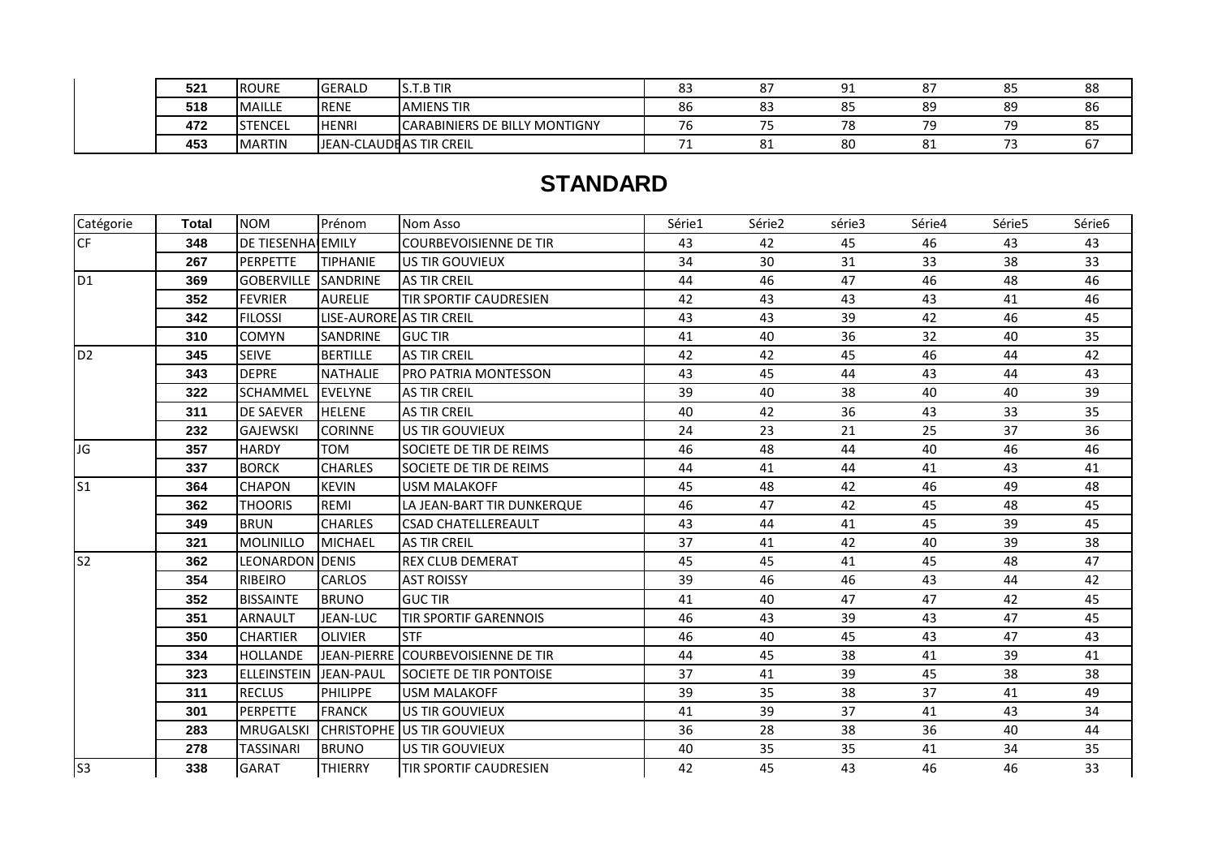| | Total | NOM | Prénom | Nom Asso | Série1 | Série2 | série3 | Série4 | Série5 | Série6 |
|---|---|---|---|---|---|---|---|---|---|---|
| | 521 | ROURE | GERALD | S.T.B TIR | 83 | 87 | 91 | 87 | 85 | 88 |
| | 518 | MAILLE | RENE | AMIENS TIR | 86 | 83 | 85 | 89 | 89 | 86 |
| | 472 | STENCEL | HENRI | CARABINIERS DE BILLY MONTIGNY | 76 | 75 | 78 | 79 | 79 | 85 |
| | 453 | MARTIN | JEAN-CLAUDE | AS TIR CREIL | 71 | 81 | 80 | 81 | 73 | 67 |

## STANDARD

| Catégorie | Total | NOM | Prénom | Nom Asso | Série1 | Série2 | série3 | Série4 | Série5 | Série6 |
|---|---|---|---|---|---|---|---|---|---|---|
| CF | 348 | DE TIESENHA | EMILY | COURBEVOISIENNE DE TIR | 43 | 42 | 45 | 46 | 43 | 43 |
| | 267 | PERPETTE | TIPHANIE | US TIR GOUVIEUX | 34 | 30 | 31 | 33 | 38 | 33 |
| D1 | 369 | GOBERVILLE | SANDRINE | AS TIR CREIL | 44 | 46 | 47 | 46 | 48 | 46 |
| | 352 | FEVRIER | AURELIE | TIR SPORTIF CAUDRESIEN | 42 | 43 | 43 | 43 | 41 | 46 |
| | 342 | FILOSSI | LISE-AURORE | AS TIR CREIL | 43 | 43 | 39 | 42 | 46 | 45 |
| | 310 | COMYN | SANDRINE | GUC TIR | 41 | 40 | 36 | 32 | 40 | 35 |
| D2 | 345 | SEIVE | BERTILLE | AS TIR CREIL | 42 | 42 | 45 | 46 | 44 | 42 |
| | 343 | DEPRE | NATHALIE | PRO PATRIA MONTESSON | 43 | 45 | 44 | 43 | 44 | 43 |
| | 322 | SCHAMMEL | EVELYNE | AS TIR CREIL | 39 | 40 | 38 | 40 | 40 | 39 |
| | 311 | DE SAEVER | HELENE | AS TIR CREIL | 40 | 42 | 36 | 43 | 33 | 35 |
| | 232 | GAJEWSKI | CORINNE | US TIR GOUVIEUX | 24 | 23 | 21 | 25 | 37 | 36 |
| JG | 357 | HARDY | TOM | SOCIETE DE TIR DE REIMS | 46 | 48 | 44 | 40 | 46 | 46 |
| | 337 | BORCK | CHARLES | SOCIETE DE TIR DE REIMS | 44 | 41 | 44 | 41 | 43 | 41 |
| S1 | 364 | CHAPON | KEVIN | USM MALAKOFF | 45 | 48 | 42 | 46 | 49 | 48 |
| | 362 | THOORIS | REMI | LA JEAN-BART TIR DUNKERQUE | 46 | 47 | 42 | 45 | 48 | 45 |
| | 349 | BRUN | CHARLES | CSAD CHATELLEREAULT | 43 | 44 | 41 | 45 | 39 | 45 |
| | 321 | MOLINILLO | MICHAEL | AS TIR CREIL | 37 | 41 | 42 | 40 | 39 | 38 |
| S2 | 362 | LEONARDON | DENIS | REX CLUB DEMERAT | 45 | 45 | 41 | 45 | 48 | 47 |
| | 354 | RIBEIRO | CARLOS | AST ROISSY | 39 | 46 | 46 | 43 | 44 | 42 |
| | 352 | BISSAINTE | BRUNO | GUC TIR | 41 | 40 | 47 | 47 | 42 | 45 |
| | 351 | ARNAULT | JEAN-LUC | TIR SPORTIF GARENNOIS | 46 | 43 | 39 | 43 | 47 | 45 |
| | 350 | CHARTIER | OLIVIER | STF | 46 | 40 | 45 | 43 | 47 | 43 |
| | 334 | HOLLANDE | JEAN-PIERRE | COURBEVOISIENNE DE TIR | 44 | 45 | 38 | 41 | 39 | 41 |
| | 323 | ELLEINSTEIN | JEAN-PAUL | SOCIETE DE TIR PONTOISE | 37 | 41 | 39 | 45 | 38 | 38 |
| | 311 | RECLUS | PHILIPPE | USM MALAKOFF | 39 | 35 | 38 | 37 | 41 | 49 |
| | 301 | PERPETTE | FRANCK | US TIR GOUVIEUX | 41 | 39 | 37 | 41 | 43 | 34 |
| | 283 | MRUGALSKI | CHRISTOPHE | US TIR GOUVIEUX | 36 | 28 | 38 | 36 | 40 | 44 |
| | 278 | TASSINARI | BRUNO | US TIR GOUVIEUX | 40 | 35 | 35 | 41 | 34 | 35 |
| S3 | 338 | GARAT | THIERRY | TIR SPORTIF CAUDRESIEN | 42 | 45 | 43 | 46 | 46 | 33 |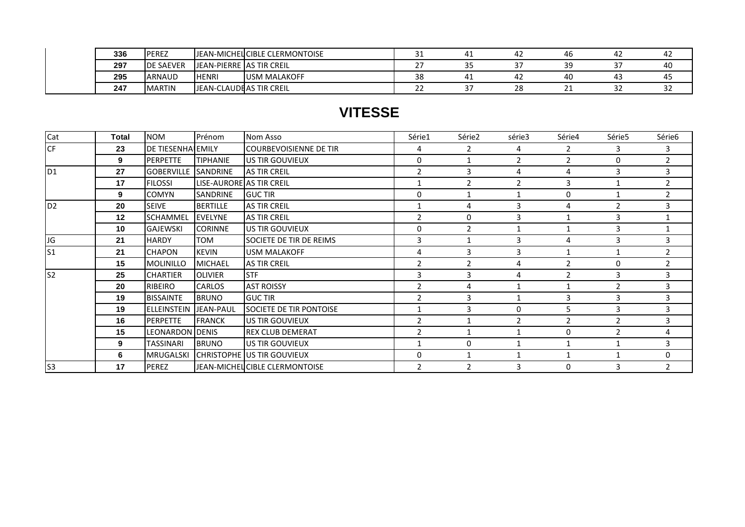| | | | | | | | | | | |
|---|---|---|---|---|---|---|---|---|---|---|
| | 336 | PEREZ | JEAN-MICHEL | CIBLE CLERMONTOISE | 31 | 41 | 42 | 46 | 42 | 42 |
| | 297 | DE SAEVER | JEAN-PIERRE | AS TIR CREIL | 27 | 35 | 37 | 39 | 37 | 40 |
| | 295 | ARNAUD | HENRI | USM MALAKOFF | 38 | 41 | 42 | 40 | 43 | 45 |
| | 247 | MARTIN | JEAN-CLAUDE | AS TIR CREIL | 22 | 37 | 28 | 21 | 32 | 32 |

# VITESSE

| Cat | Total | NOM | Prénom | Nom Asso | Série1 | Série2 | série3 | Série4 | Série5 | Série6 |
|---|---|---|---|---|---|---|---|---|---|---|
| CF | 23 | DE TIESENHA | EMILY | COURBEVOISIENNE DE TIR | 4 | 2 | 4 | 2 | 3 | 3 |
| | 9 | PERPETTE | TIPHANIE | US TIR GOUVIEUX | 0 | 1 | 2 | 2 | 0 | 2 |
| D1 | 27 | GOBERVILLE | SANDRINE | AS TIR CREIL | 2 | 3 | 4 | 4 | 3 | 3 |
| | 17 | FILOSSI | LISE-AURORE | AS TIR CREIL | 1 | 2 | 2 | 3 | 1 | 2 |
| | 9 | COMYN | SANDRINE | GUC TIR | 0 | 1 | 1 | 0 | 1 | 2 |
| D2 | 20 | SEIVE | BERTILLE | AS TIR CREIL | 1 | 4 | 3 | 4 | 2 | 3 |
| | 12 | SCHAMMEL | EVELYNE | AS TIR CREIL | 2 | 0 | 3 | 1 | 3 | 1 |
| | 10 | GAJEWSKI | CORINNE | US TIR GOUVIEUX | 0 | 2 | 1 | 1 | 3 | 1 |
| JG | 21 | HARDY | TOM | SOCIETE DE TIR DE REIMS | 3 | 1 | 3 | 4 | 3 | 3 |
| S1 | 21 | CHAPON | KEVIN | USM MALAKOFF | 4 | 3 | 3 | 1 | 1 | 2 |
| | 15 | MOLINILLO | MICHAEL | AS TIR CREIL | 2 | 2 | 4 | 2 | 0 | 2 |
| S2 | 25 | CHARTIER | OLIVIER | STF | 3 | 3 | 4 | 2 | 3 | 3 |
| | 20 | RIBEIRO | CARLOS | AST ROISSY | 2 | 4 | 1 | 1 | 2 | 3 |
| | 19 | BISSAINTE | BRUNO | GUC TIR | 2 | 3 | 1 | 3 | 3 | 3 |
| | 19 | ELLEINSTEIN | JEAN-PAUL | SOCIETE DE TIR PONTOISE | 1 | 3 | 0 | 5 | 3 | 3 |
| | 16 | PERPETTE | FRANCK | US TIR GOUVIEUX | 2 | 1 | 2 | 2 | 2 | 3 |
| | 15 | LEONARDON | DENIS | REX CLUB DEMERAT | 2 | 1 | 1 | 0 | 2 | 4 |
| | 9 | TASSINARI | BRUNO | US TIR GOUVIEUX | 1 | 0 | 1 | 1 | 1 | 3 |
| | 6 | MRUGALSKI | CHRISTOPHE | US TIR GOUVIEUX | 0 | 1 | 1 | 1 | 1 | 0 |
| S3 | 17 | PEREZ | JEAN-MICHEL | CIBLE CLERMONTOISE | 2 | 2 | 3 | 0 | 3 | 2 |